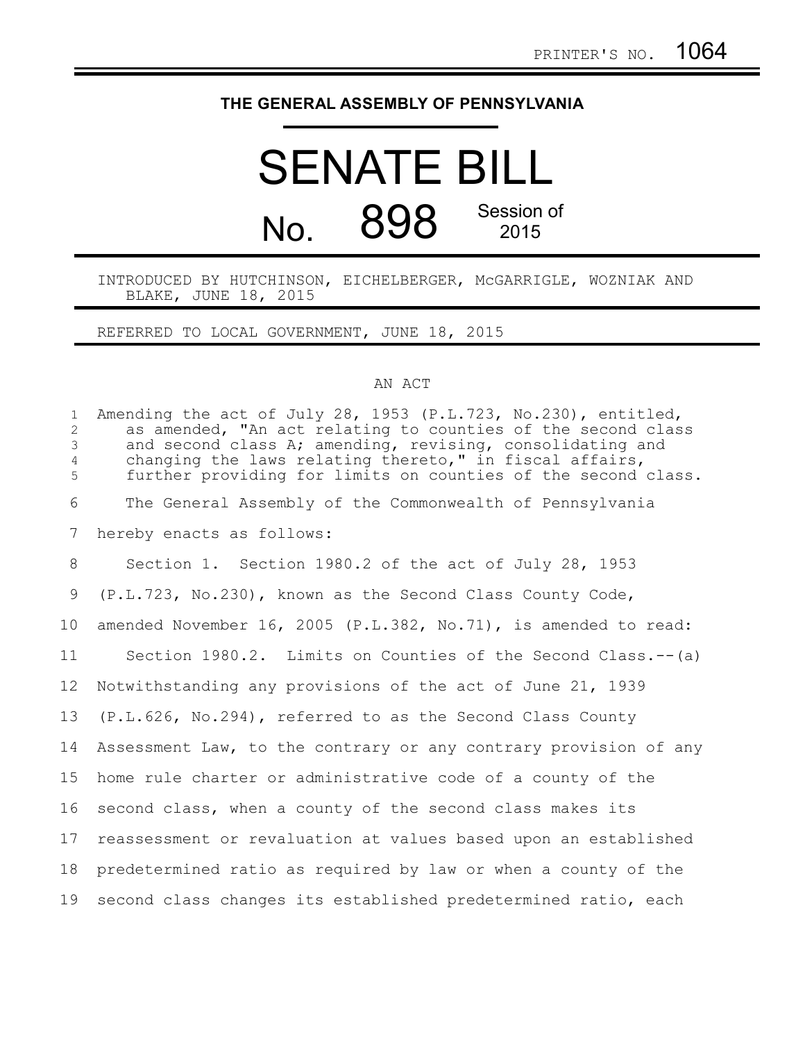PRINTER'S NO. 1064

# THE GENERAL ASSEMBLY OF PENNSYLVANIA

# SENATE BILL

## No. 898 Session of 2015

INTRODUCED BY HUTCHINSON, EICHELBERGER, McGARRIGLE, WOZNIAK AND BLAKE, JUNE 18, 2015

REFERRED TO LOCAL GOVERNMENT, JUNE 18, 2015

AN ACT

Amending the act of July 28, 1953 (P.L.723, No.230), entitled, as amended, "An act relating to counties of the second class and second class A; amending, revising, consolidating and changing the laws relating thereto," in fiscal affairs, further providing for limits on counties of the second class.

The General Assembly of the Commonwealth of Pennsylvania hereby enacts as follows:

Section 1. Section 1980.2 of the act of July 28, 1953 (P.L.723, No.230), known as the Second Class County Code, amended November 16, 2005 (P.L.382, No.71), is amended to read:

Section 1980.2. Limits on Counties of the Second Class.--(a) Notwithstanding any provisions of the act of June 21, 1939 (P.L.626, No.294), referred to as the Second Class County Assessment Law, to the contrary or any contrary provision of any home rule charter or administrative code of a county of the second class, when a county of the second class makes its reassessment or revaluation at values based upon an established predetermined ratio as required by law or when a county of the second class changes its established predetermined ratio, each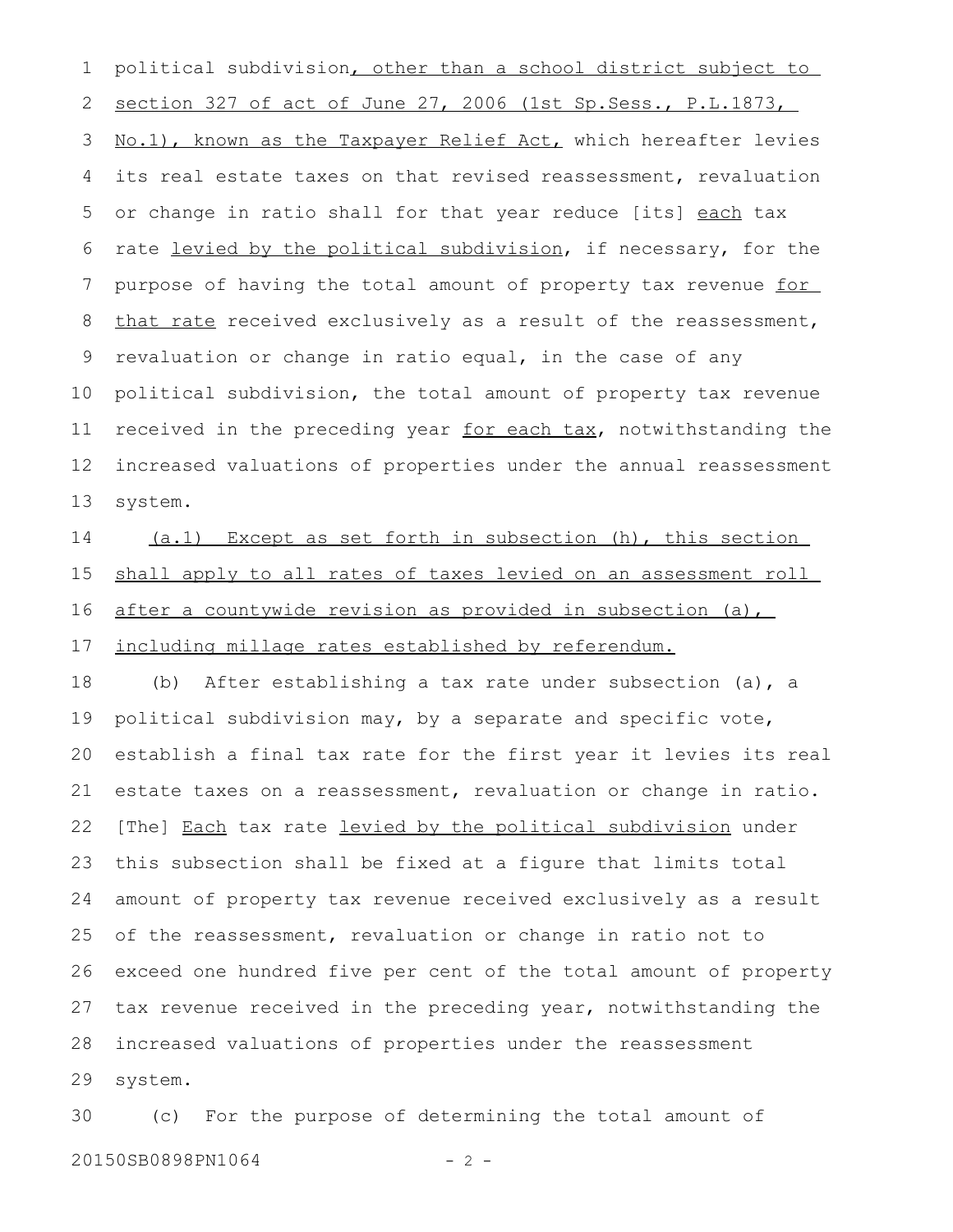political subdivision, other than a school district subject to section 327 of act of June 27, 2006 (1st Sp.Sess., P.L.1873, No.1), known as the Taxpayer Relief Act, which hereafter levies its real estate taxes on that revised reassessment, revaluation or change in ratio shall for that year reduce [its] each tax rate levied by the political subdivision, if necessary, for the purpose of having the total amount of property tax revenue for that rate received exclusively as a result of the reassessment, revaluation or change in ratio equal, in the case of any political subdivision, the total amount of property tax revenue received in the preceding year for each tax, notwithstanding the increased valuations of properties under the annual reassessment system.

(a.1) Except as set forth in subsection (h), this section shall apply to all rates of taxes levied on an assessment roll after a countywide revision as provided in subsection (a), including millage rates established by referendum.

(b) After establishing a tax rate under subsection (a), a political subdivision may, by a separate and specific vote, establish a final tax rate for the first year it levies its real estate taxes on a reassessment, revaluation or change in ratio. [The] Each tax rate levied by the political subdivision under this subsection shall be fixed at a figure that limits total amount of property tax revenue received exclusively as a result of the reassessment, revaluation or change in ratio not to exceed one hundred five per cent of the total amount of property tax revenue received in the preceding year, notwithstanding the increased valuations of properties under the reassessment system.

(c) For the purpose of determining the total amount of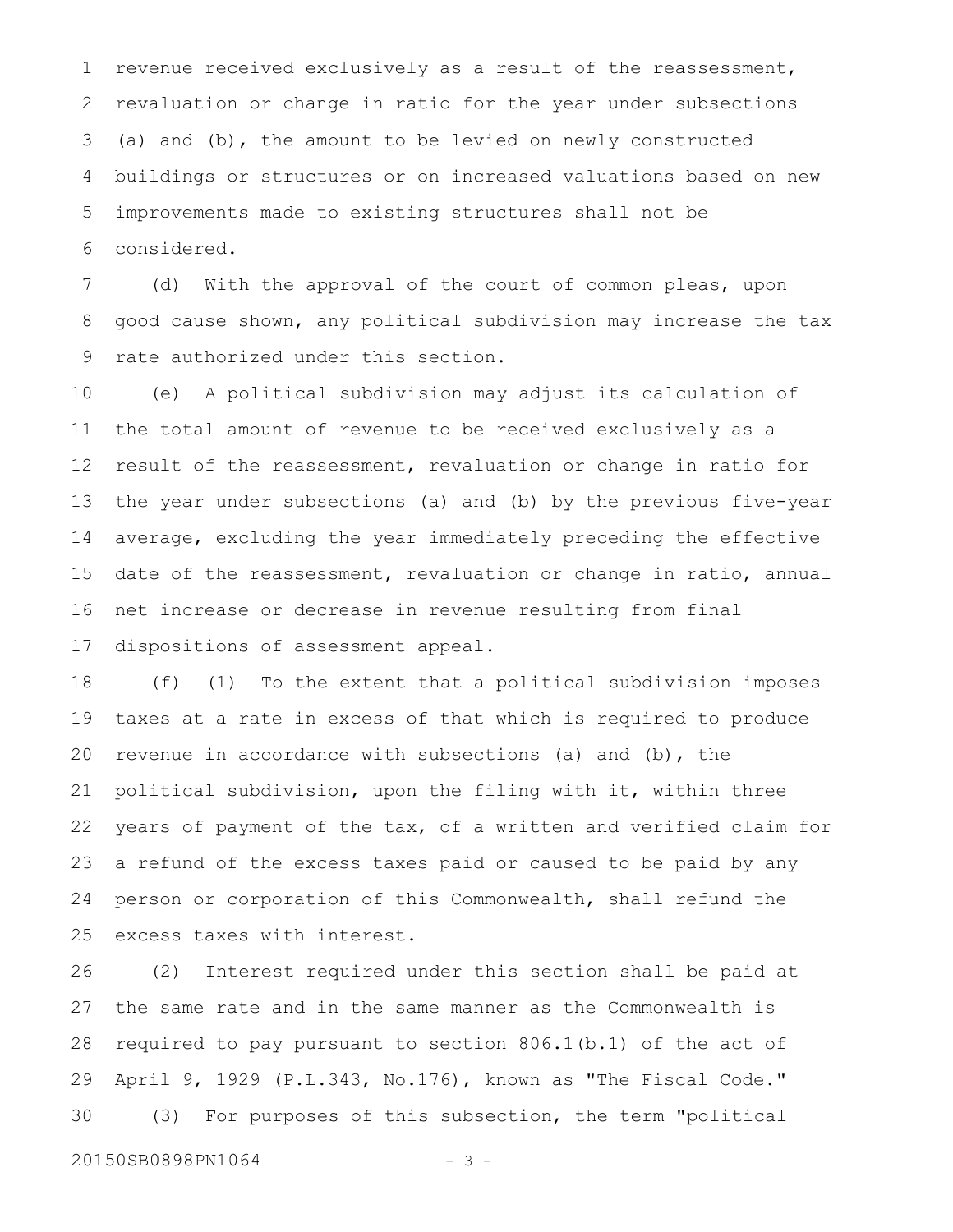revenue received exclusively as a result of the reassessment, revaluation or change in ratio for the year under subsections (a) and (b), the amount to be levied on newly constructed buildings or structures or on increased valuations based on new improvements made to existing structures shall not be considered.

(d) With the approval of the court of common pleas, upon good cause shown, any political subdivision may increase the tax rate authorized under this section.

(e) A political subdivision may adjust its calculation of the total amount of revenue to be received exclusively as a result of the reassessment, revaluation or change in ratio for the year under subsections (a) and (b) by the previous five-year average, excluding the year immediately preceding the effective date of the reassessment, revaluation or change in ratio, annual net increase or decrease in revenue resulting from final dispositions of assessment appeal.

(f) (1) To the extent that a political subdivision imposes taxes at a rate in excess of that which is required to produce revenue in accordance with subsections (a) and (b), the political subdivision, upon the filing with it, within three years of payment of the tax, of a written and verified claim for a refund of the excess taxes paid or caused to be paid by any person or corporation of this Commonwealth, shall refund the excess taxes with interest.

(2) Interest required under this section shall be paid at the same rate and in the same manner as the Commonwealth is required to pay pursuant to section 806.1(b.1) of the act of April 9, 1929 (P.L.343, No.176), known as "The Fiscal Code."

(3) For purposes of this subsection, the term "political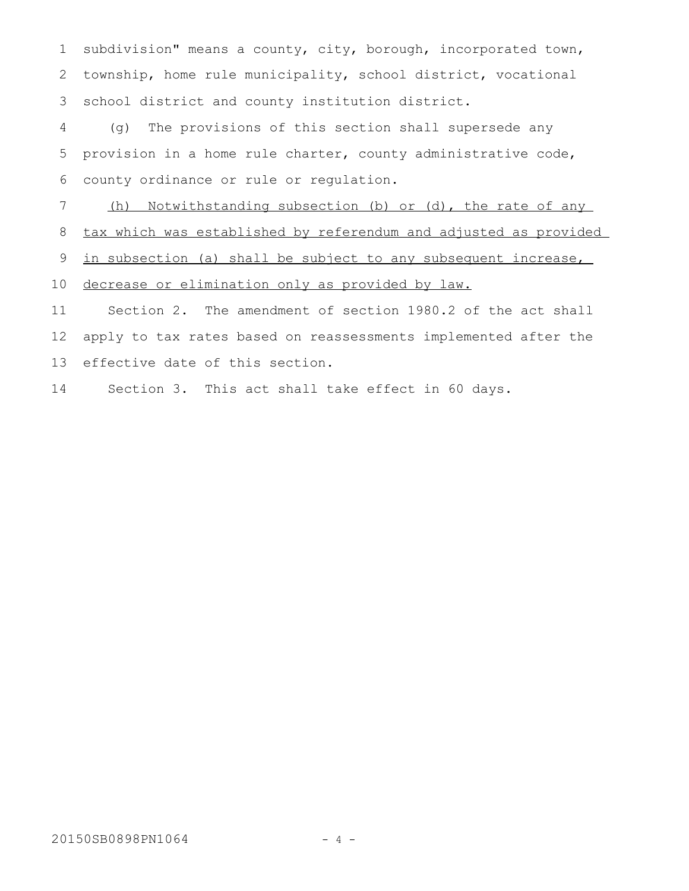subdivision" means a county, city, borough, incorporated town, township, home rule municipality, school district, vocational school district and county institution district.

(g) The provisions of this section shall supersede any provision in a home rule charter, county administrative code, county ordinance or rule or regulation.

<u>(h) Notwithstanding subsection (b) or (d), the rate of any tax which was established by referendum and adjusted as provided in subsection (a) shall be subject to any subsequent increase, decrease or elimination only as provided by law.</u>

Section 2. The amendment of section 1980.2 of the act shall apply to tax rates based on reassessments implemented after the effective date of this section.

Section 3. This act shall take effect in 60 days.